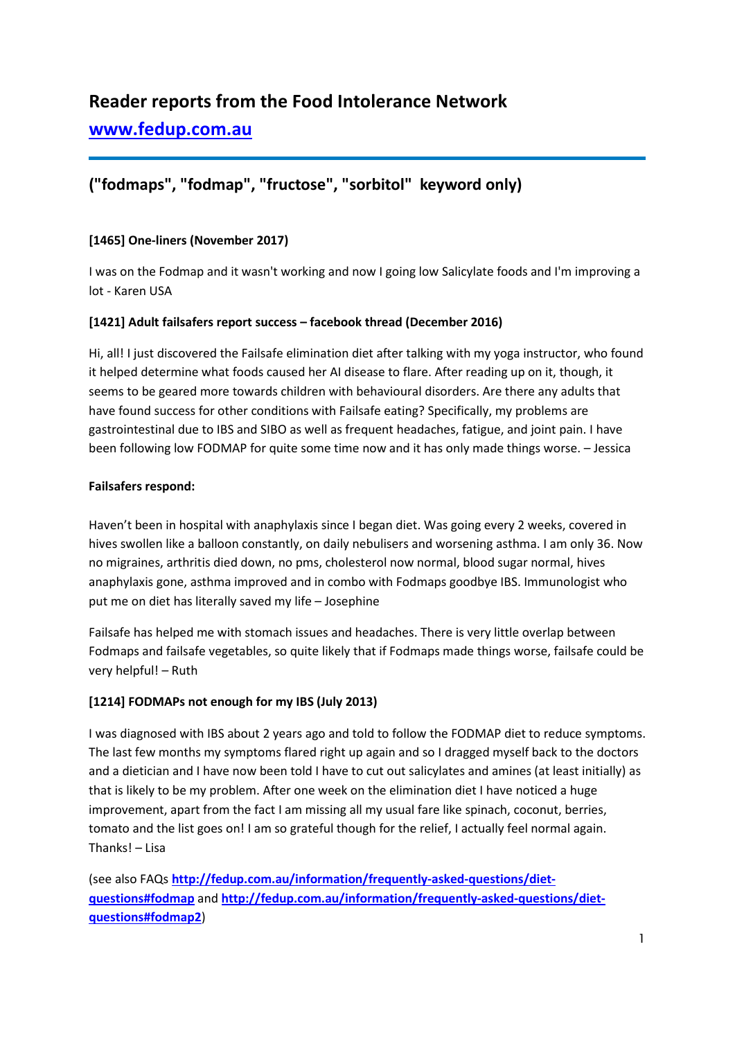# Reader reports from the Food Intolerance Network

## [www.fedup.com.au](http://www.fedup.com.au)

---

## ("fodmaps", "fodmap", "fructose", "sorbitol" keyword only)

### [1465] One-liners (November 2017)

I was on the Fodmap and it wasn't working and now I going low Salicylate foods and I'm improving a lot - Karen USA

### [1421] Adult failsafers report success – facebook thread (December 2016)

Hi, all! I just discovered the Failsafe elimination diet after talking with my yoga instructor, who found it helped determine what foods caused her AI disease to flare. After reading up on it, though, it seems to be geared more towards children with behavioural disorders. Are there any adults that have found success for other conditions with Failsafe eating? Specifically, my problems are gastrointestinal due to IBS and SIBO as well as frequent headaches, fatigue, and joint pain. I have been following low FODMAP for quite some time now and it has only made things worse. – Jessica

**Failsafers respond:**

Haven't been in hospital with anaphylaxis since I began diet. Was going every 2 weeks, covered in hives swollen like a balloon constantly, on daily nebulisers and worsening asthma. I am only 36. Now no migraines, arthritis died down, no pms, cholesterol now normal, blood sugar normal, hives anaphylaxis gone, asthma improved and in combo with Fodmaps goodbye IBS. Immunologist who put me on diet has literally saved my life – Josephine

Failsafe has helped me with stomach issues and headaches. There is very little overlap between Fodmaps and failsafe vegetables, so quite likely that if Fodmaps made things worse, failsafe could be very helpful! – Ruth

### [1214] FODMAPs not enough for my IBS (July 2013)

I was diagnosed with IBS about 2 years ago and told to follow the FODMAP diet to reduce symptoms. The last few months my symptoms flared right up again and so I dragged myself back to the doctors and a dietician and I have now been told I have to cut out salicylates and amines (at least initially) as that is likely to be my problem. After one week on the elimination diet I have noticed a huge improvement, apart from the fact I am missing all my usual fare like spinach, coconut, berries, tomato and the list goes on! I am so grateful though for the relief, I actually feel normal again. Thanks! – Lisa

(see also FAQs **[http://fedup.com.au/information/frequently-asked-questions/diet-questions#fodmap](http://fedup.com.au/information/frequently-asked-questions/diet-questions#fodmap)** and **[http://fedup.com.au/information/frequently-asked-questions/diet-questions#fodmap2](http://fedup.com.au/information/frequently-asked-questions/diet-questions#fodmap2)**)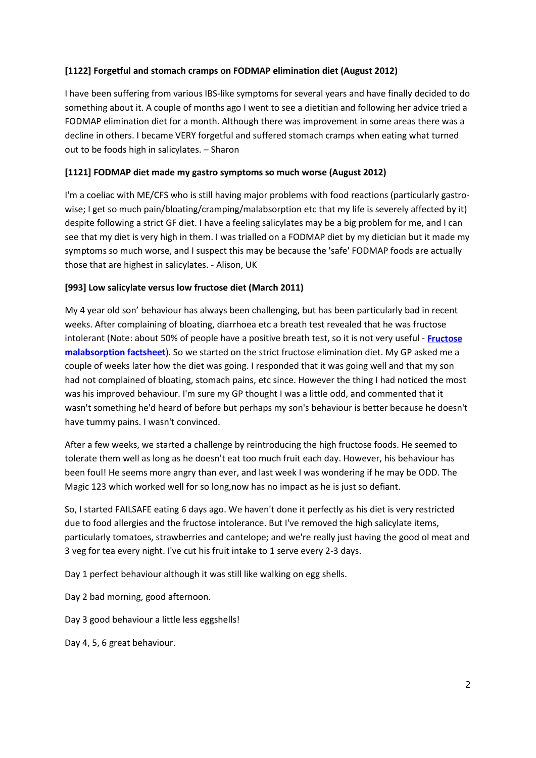**[1122] Forgetful and stomach cramps on FODMAP elimination diet (August 2012)**

I have been suffering from various IBS-like symptoms for several years and have finally decided to do something about it. A couple of months ago I went to see a dietitian and following her advice tried a FODMAP elimination diet for a month. Although there was improvement in some areas there was a decline in others. I became VERY forgetful and suffered stomach cramps when eating what turned out to be foods high in salicylates. – Sharon

**[1121] FODMAP diet made my gastro symptoms so much worse (August 2012)**

I'm a coeliac with ME/CFS who is still having major problems with food reactions (particularly gastro-wise; I get so much pain/bloating/cramping/malabsorption etc that my life is severely affected by it) despite following a strict GF diet. I have a feeling salicylates may be a big problem for me, and I can see that my diet is very high in them. I was trialled on a FODMAP diet by my dietician but it made my symptoms so much worse, and I suspect this may be because the 'safe' FODMAP foods are actually those that are highest in salicylates. - Alison, UK

**[993] Low salicylate versus low fructose diet (March 2011)**

My 4 year old son' behaviour has always been challenging, but has been particularly bad in recent weeks. After complaining of bloating, diarrhoea etc a breath test revealed that he was fructose intolerant (Note: about 50% of people have a positive breath test, so it is not very useful - **Fructose malabsorption factsheet**). So we started on the strict fructose elimination diet. My GP asked me a couple of weeks later how the diet was going. I responded that it was going well and that my son had not complained of bloating, stomach pains, etc since. However the thing I had noticed the most was his improved behaviour. I'm sure my GP thought I was a little odd, and commented that it wasn't something he'd heard of before but perhaps my son's behaviour is better because he doesn't have tummy pains. I wasn't convinced.

After a few weeks, we started a challenge by reintroducing the high fructose foods. He seemed to tolerate them well as long as he doesn't eat too much fruit each day. However, his behaviour has been foul! He seems more angry than ever, and last week I was wondering if he may be ODD. The Magic 123 which worked well for so long,now has no impact as he is just so defiant.

So, I started FAILSAFE eating 6 days ago. We haven't done it perfectly as his diet is very restricted due to food allergies and the fructose intolerance. But I've removed the high salicylate items, particularly tomatoes, strawberries and cantelope; and we're really just having the good ol meat and 3 veg for tea every night. I've cut his fruit intake to 1 serve every 2-3 days.

Day 1 perfect behaviour although it was still like walking on egg shells.

Day 2 bad morning, good afternoon.

Day 3 good behaviour a little less eggshells!

Day 4, 5, 6 great behaviour.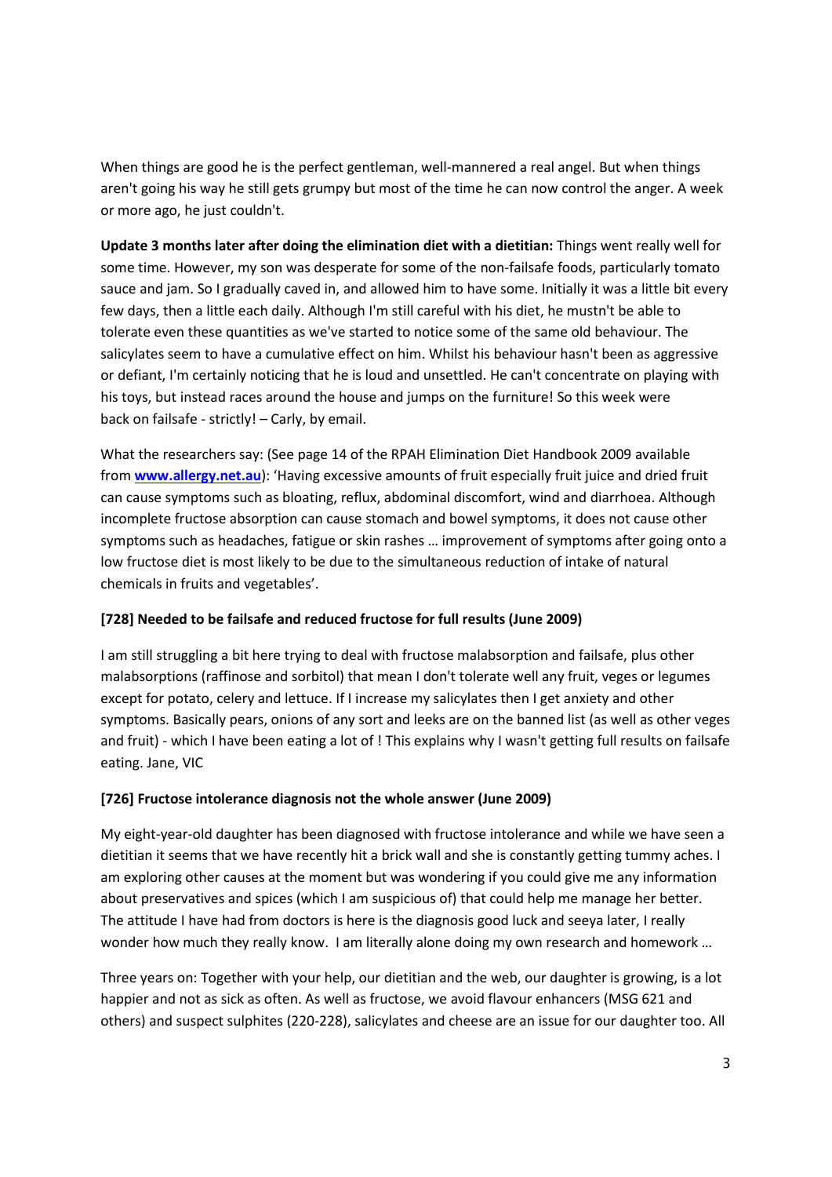When things are good he is the perfect gentleman, well-mannered a real angel. But when things aren't going his way he still gets grumpy but most of the time he can now control the anger. A week or more ago, he just couldn't.

**Update 3 months later after doing the elimination diet with a dietitian:** Things went really well for some time. However, my son was desperate for some of the non-failsafe foods, particularly tomato sauce and jam. So I gradually caved in, and allowed him to have some. Initially it was a little bit every few days, then a little each daily. Although I'm still careful with his diet, he mustn't be able to tolerate even these quantities as we've started to notice some of the same old behaviour. The salicylates seem to have a cumulative effect on him. Whilst his behaviour hasn't been as aggressive or defiant, I'm certainly noticing that he is loud and unsettled. He can't concentrate on playing with his toys, but instead races around the house and jumps on the furniture! So this week were back on failsafe - strictly! – Carly, by email.

What the researchers say: (See page 14 of the RPAH Elimination Diet Handbook 2009 available from **www.allergy.net.au**): 'Having excessive amounts of fruit especially fruit juice and dried fruit can cause symptoms such as bloating, reflux, abdominal discomfort, wind and diarrhoea. Although incomplete fructose absorption can cause stomach and bowel symptoms, it does not cause other symptoms such as headaches, fatigue or skin rashes … improvement of symptoms after going onto a low fructose diet is most likely to be due to the simultaneous reduction of intake of natural chemicals in fruits and vegetables'.

**[728] Needed to be failsafe and reduced fructose for full results (June 2009)**

I am still struggling a bit here trying to deal with fructose malabsorption and failsafe, plus other malabsorptions (raffinose and sorbitol) that mean I don't tolerate well any fruit, veges or legumes except for potato, celery and lettuce. If I increase my salicylates then I get anxiety and other symptoms. Basically pears, onions of any sort and leeks are on the banned list (as well as other veges and fruit) - which I have been eating a lot of ! This explains why I wasn't getting full results on failsafe eating. Jane, VIC

**[726] Fructose intolerance diagnosis not the whole answer (June 2009)**

My eight-year-old daughter has been diagnosed with fructose intolerance and while we have seen a dietitian it seems that we have recently hit a brick wall and she is constantly getting tummy aches. I am exploring other causes at the moment but was wondering if you could give me any information about preservatives and spices (which I am suspicious of) that could help me manage her better. The attitude I have had from doctors is here is the diagnosis good luck and seeya later, I really wonder how much they really know. I am literally alone doing my own research and homework …

Three years on: Together with your help, our dietitian and the web, our daughter is growing, is a lot happier and not as sick as often. As well as fructose, we avoid flavour enhancers (MSG 621 and others) and suspect sulphites (220-228), salicylates and cheese are an issue for our daughter too. All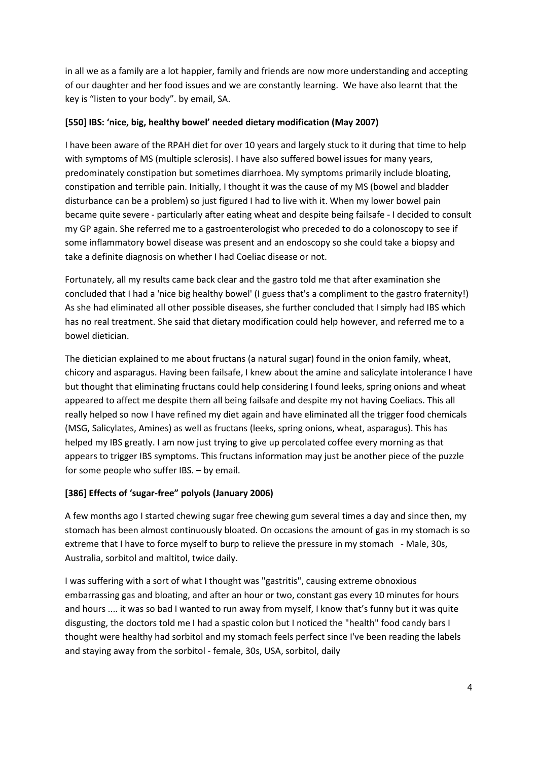in all we as a family are a lot happier, family and friends are now more understanding and accepting of our daughter and her food issues and we are constantly learning. We have also learnt that the key is "listen to your body". by email, SA.

### [550] IBS: 'nice, big, healthy bowel' needed dietary modification (May 2007)

I have been aware of the RPAH diet for over 10 years and largely stuck to it during that time to help with symptoms of MS (multiple sclerosis). I have also suffered bowel issues for many years, predominately constipation but sometimes diarrhoea. My symptoms primarily include bloating, constipation and terrible pain. Initially, I thought it was the cause of my MS (bowel and bladder disturbance can be a problem) so just figured I had to live with it. When my lower bowel pain became quite severe - particularly after eating wheat and despite being failsafe - I decided to consult my GP again. She referred me to a gastroenterologist who preceded to do a colonoscopy to see if some inflammatory bowel disease was present and an endoscopy so she could take a biopsy and take a definite diagnosis on whether I had Coeliac disease or not.

Fortunately, all my results came back clear and the gastro told me that after examination she concluded that I had a 'nice big healthy bowel' (I guess that's a compliment to the gastro fraternity!) As she had eliminated all other possible diseases, she further concluded that I simply had IBS which has no real treatment. She said that dietary modification could help however, and referred me to a bowel dietician.

The dietician explained to me about fructans (a natural sugar) found in the onion family, wheat, chicory and asparagus. Having been failsafe, I knew about the amine and salicylate intolerance I have but thought that eliminating fructans could help considering I found leeks, spring onions and wheat appeared to affect me despite them all being failsafe and despite my not having Coeliacs. This all really helped so now I have refined my diet again and have eliminated all the trigger food chemicals (MSG, Salicylates, Amines) as well as fructans (leeks, spring onions, wheat, asparagus). This has helped my IBS greatly. I am now just trying to give up percolated coffee every morning as that appears to trigger IBS symptoms. This fructans information may just be another piece of the puzzle for some people who suffer IBS. – by email.

### [386] Effects of 'sugar-free" polyols (January 2006)

A few months ago I started chewing sugar free chewing gum several times a day and since then, my stomach has been almost continuously bloated. On occasions the amount of gas in my stomach is so extreme that I have to force myself to burp to relieve the pressure in my stomach - Male, 30s, Australia, sorbitol and maltitol, twice daily.

I was suffering with a sort of what I thought was "gastritis", causing extreme obnoxious embarrassing gas and bloating, and after an hour or two, constant gas every 10 minutes for hours and hours .... it was so bad I wanted to run away from myself, I know that's funny but it was quite disgusting, the doctors told me I had a spastic colon but I noticed the "health" food candy bars I thought were healthy had sorbitol and my stomach feels perfect since I've been reading the labels and staying away from the sorbitol - female, 30s, USA, sorbitol, daily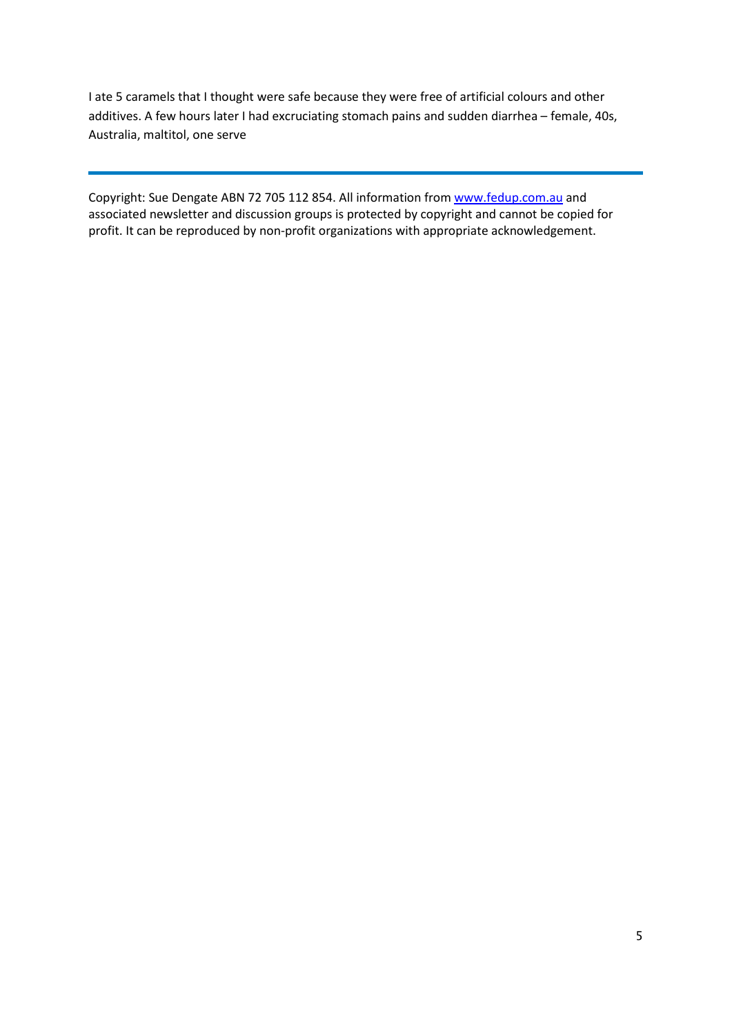I ate 5 caramels that I thought were safe because they were free of artificial colours and other additives. A few hours later I had excruciating stomach pains and sudden diarrhea – female, 40s, Australia, maltitol, one serve

---

Copyright: Sue Dengate ABN 72 705 112 854. All information from www.fedup.com.au and associated newsletter and discussion groups is protected by copyright and cannot be copied for profit. It can be reproduced by non-profit organizations with appropriate acknowledgement.